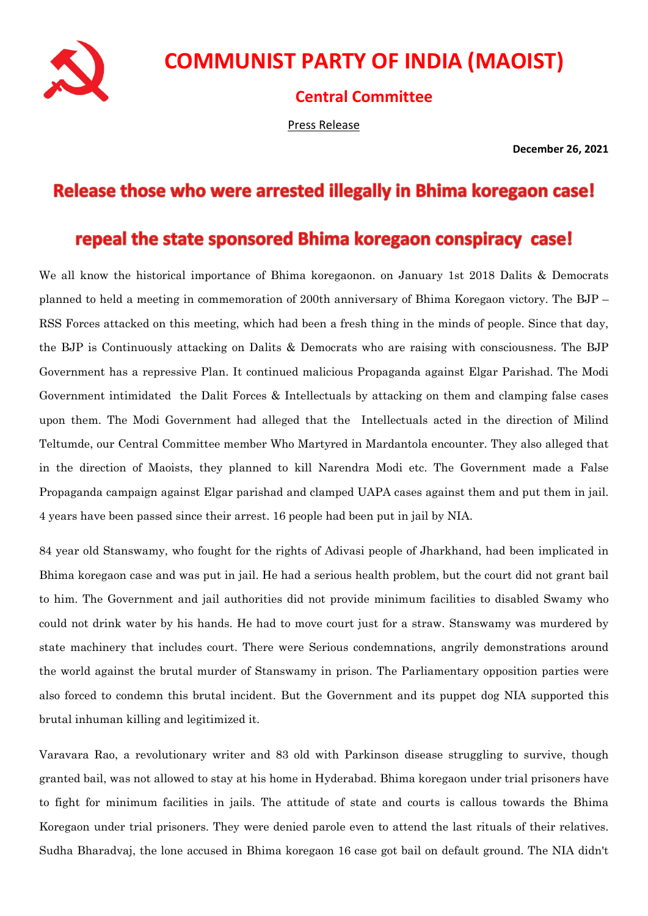# COMMUNIST PARTY OF INDIA (MAOIST)

## Central Committee

Press Release

**December 26, 2021**

## Release those who were arrested illegally in Bhima koregaon case!

## repeal the state sponsored Bhima koregaon conspiracy case!

We all know the historical importance of Bhima koregaonon. on January 1st 2018 Dalits & Democrats planned to held a meeting in commemoration of 200th anniversary of Bhima Koregaon victory. The BJP – RSS Forces attacked on this meeting, which had been a fresh thing in the minds of people. Since that day, the BJP is Continuously attacking on Dalits & Democrats who are raising with consciousness. The BJP Government has a repressive Plan. It continued malicious Propaganda against Elgar Parishad. The Modi Government intimidated the Dalit Forces & Intellectuals by attacking on them and clamping false cases upon them. The Modi Government had alleged that the Intellectuals acted in the direction of Milind Teltumde, our Central Committee member Who Martyred in Mardantola encounter. They also alleged that in the direction of Maoists, they planned to kill Narendra Modi etc. The Government made a False Propaganda campaign against Elgar parishad and clamped UAPA cases against them and put them in jail. 4 years have been passed since their arrest. 16 people had been put in jail by NIA.

84 year old Stanswamy, who fought for the rights of Adivasi people of Jharkhand, had been implicated in Bhima koregaon case and was put in jail. He had a serious health problem, but the court did not grant bail to him. The Government and jail authorities did not provide minimum facilities to disabled Swamy who could not drink water by his hands. He had to move court just for a straw. Stanswamy was murdered by state machinery that includes court. There were Serious condemnations, angrily demonstrations around the world against the brutal murder of Stanswamy in prison. The Parliamentary opposition parties were also forced to condemn this brutal incident. But the Government and its puppet dog NIA supported this brutal inhuman killing and legitimized it.

Varavara Rao, a revolutionary writer and 83 old with Parkinson disease struggling to survive, though granted bail, was not allowed to stay at his home in Hyderabad. Bhima koregaon under trial prisoners have to fight for minimum facilities in jails. The attitude of state and courts is callous towards the Bhima Koregaon under trial prisoners. They were denied parole even to attend the last rituals of their relatives. Sudha Bharadvaj, the lone accused in Bhima koregaon 16 case got bail on default ground. The NIA didn't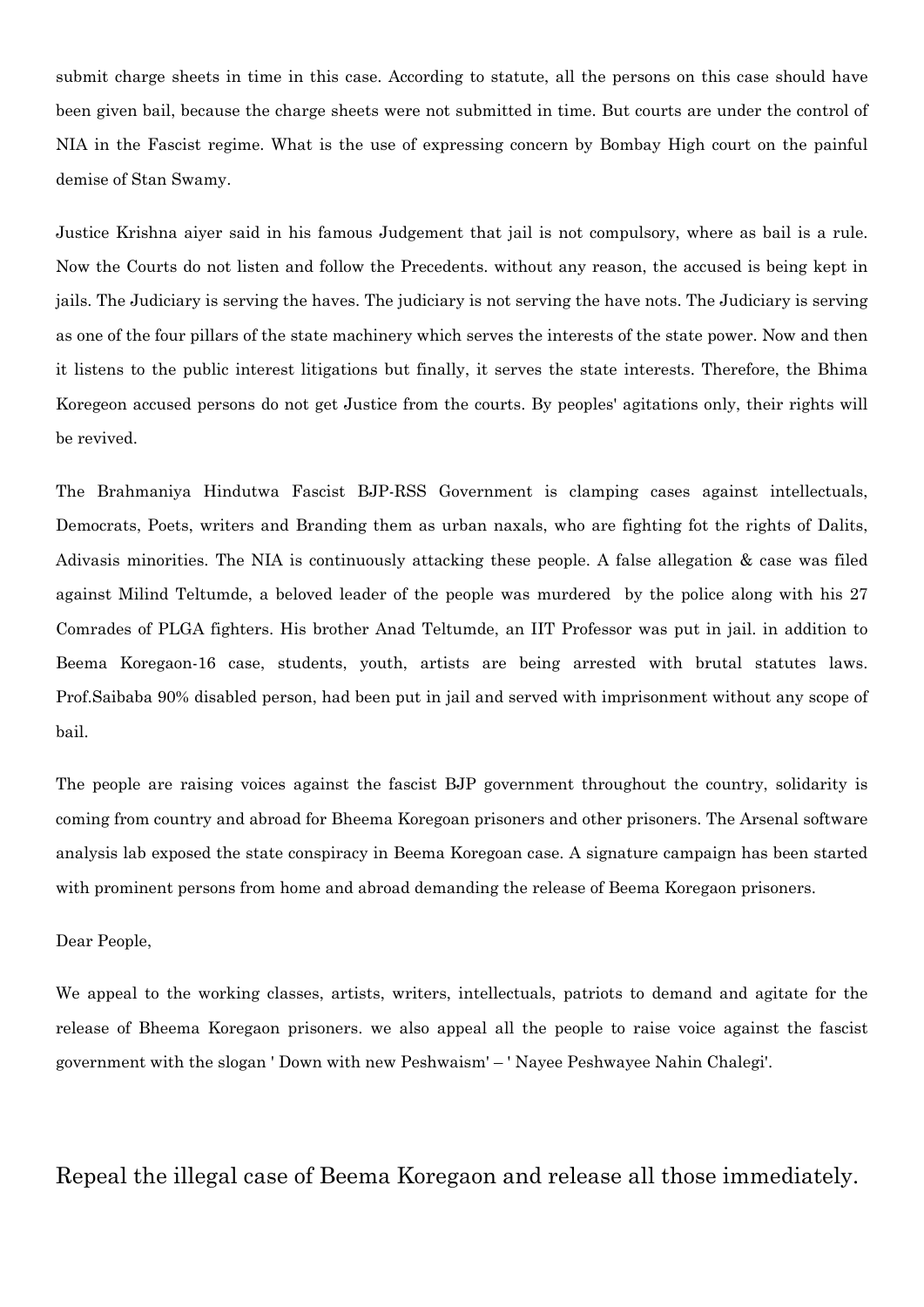submit charge sheets in time in this case. According to statute, all the persons on this case should have been given bail, because the charge sheets were not submitted in time. But courts are under the control of NIA in the Fascist regime. What is the use of expressing concern by Bombay High court on the painful demise of Stan Swamy.

Justice Krishna aiyer said in his famous Judgement that jail is not compulsory, where as bail is a rule. Now the Courts do not listen and follow the Precedents. without any reason, the accused is being kept in jails. The Judiciary is serving the haves. The judiciary is not serving the have nots. The Judiciary is serving as one of the four pillars of the state machinery which serves the interests of the state power. Now and then it listens to the public interest litigations but finally, it serves the state interests. Therefore, the Bhima Koregeon accused persons do not get Justice from the courts. By peoples' agitations only, their rights will be revived.

The Brahmaniya Hindutwa Fascist BJP-RSS Government is clamping cases against intellectuals, Democrats, Poets, writers and Branding them as urban naxals, who are fighting fot the rights of Dalits, Adivasis minorities. The NIA is continuously attacking these people. A false allegation & case was filed against Milind Teltumde, a beloved leader of the people was murdered by the police along with his 27 Comrades of PLGA fighters. His brother Anad Teltumde, an IIT Professor was put in jail. in addition to Beema Koregaon-16 case, students, youth, artists are being arrested with brutal statutes laws. Prof.Saibaba 90% disabled person, had been put in jail and served with imprisonment without any scope of bail.

The people are raising voices against the fascist BJP government throughout the country, solidarity is coming from country and abroad for Bheema Koregoan prisoners and other prisoners. The Arsenal software analysis lab exposed the state conspiracy in Beema Koregoan case. A signature campaign has been started with prominent persons from home and abroad demanding the release of Beema Koregaon prisoners.

Dear People,

We appeal to the working classes, artists, writers, intellectuals, patriots to demand and agitate for the release of Bheema Koregaon prisoners. we also appeal all the people to raise voice against the fascist government with the slogan ' Down with new Peshwaism' – ' Nayee Peshwayee Nahin Chalegi'.

## Repeal the illegal case of Beema Koregaon and release all those immediately.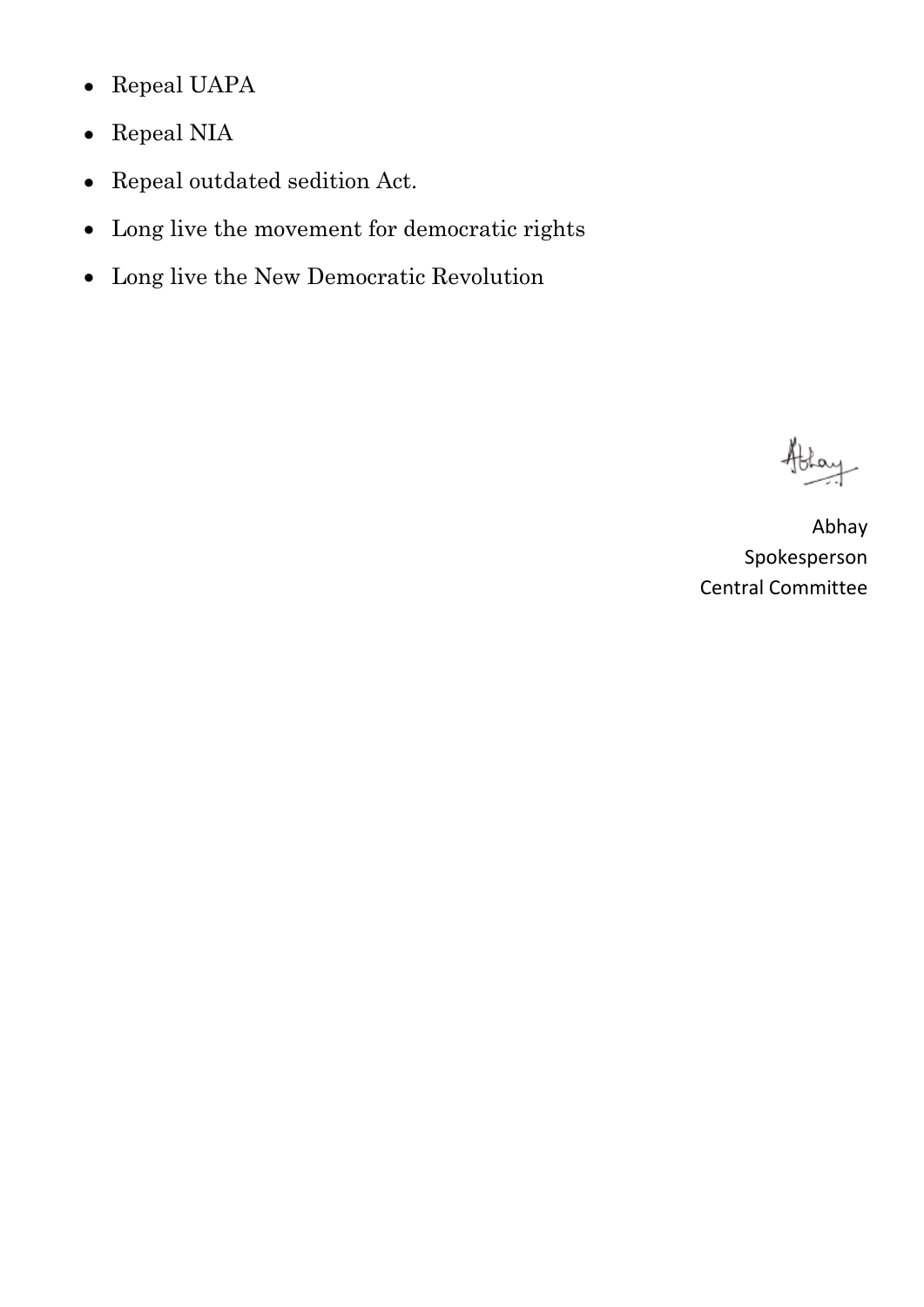- Repeal UAPA
- Repeal NIA
- Repeal outdated sedition Act.
- Long live the movement for democratic rights
- Long live the New Democratic Revolution

Abhay

Abhay
Spokesperson
Central Committee